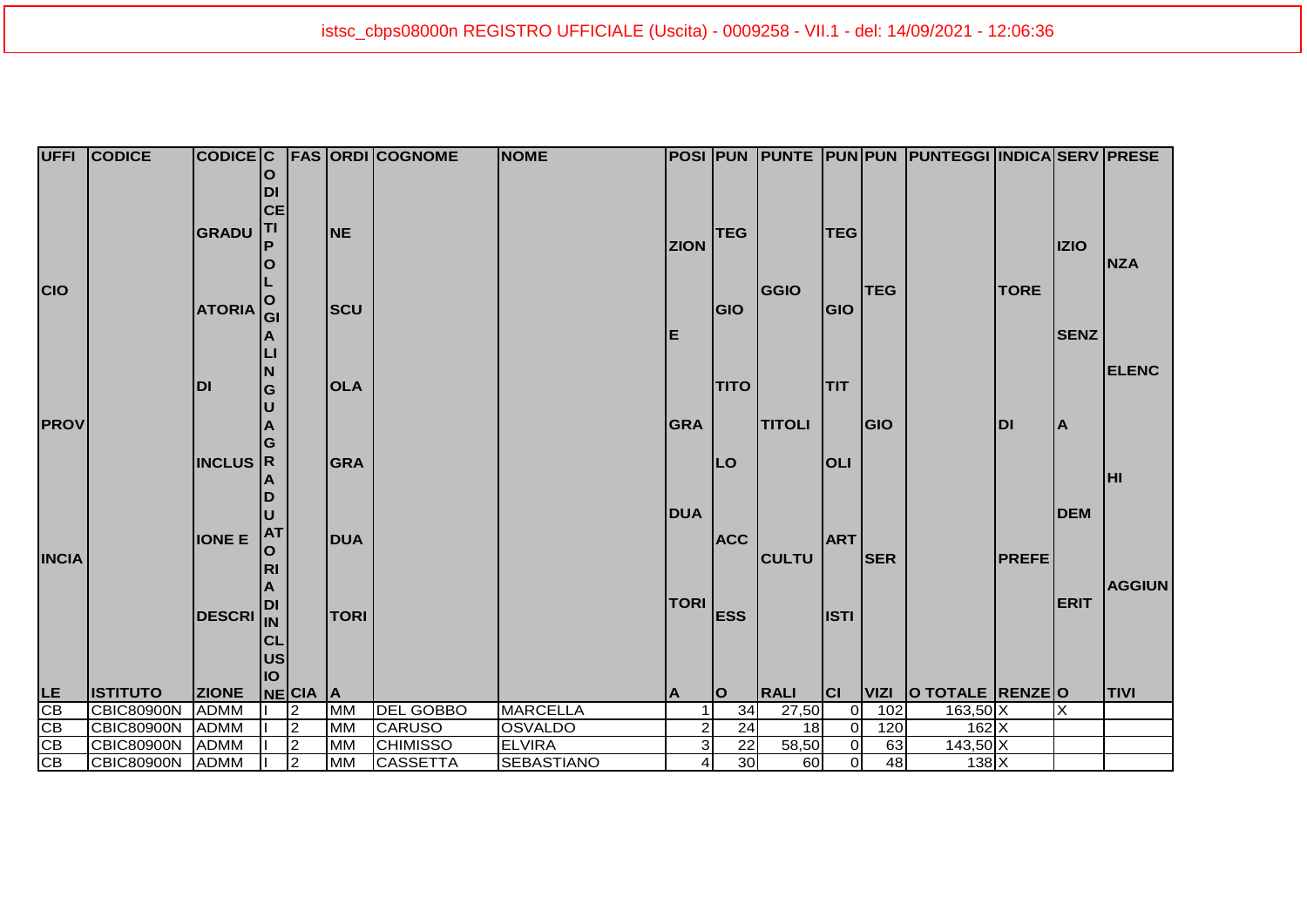| UFFICIO PROVINCIALE | CODICE ISTITUTO | CODICE GRADUATORIA DI INCLUSIONE E DESCRIZIONE | CODICE TIPOLOGIA LINGUA GRADUATORIA DI INCLUSIONE | FASCIA | ORDINE SCUOLA GRADUATORIA | COGNOME | NOME | POSIZIONE GRADUATORIA | PUNTEGGIO TITOLO ACCESSO | PUNTEGGIO TITOLI CULTURALI | PUNTEGGIO TITOLI ARTISTICI | PUNTEGGIO SERVIZI | PUNTEGGIO TOTALE | INDICATORE DI PREFERENZE | SERVIZIO SENZA DEMERITO | PRESENZA ELENCHI AGGIUNTIVI |
|---|---|---|---|---|---|---|---|---|---|---|---|---|---|---|---|---|
| CB | CBIC80900N | ADMM | I | 2 | MM | DEL GOBBO | MARCELLA | 1 | 34 | 27,50 | 0 | 102 | 163,50 | X | X | |
| CB | CBIC80900N | ADMM | I | 2 | MM | CARUSO | OSVALDO | 2 | 24 | 18 | 0 | 120 | 162 | X | | |
| CB | CBIC80900N | ADMM | I | 2 | MM | CHIMISSO | ELVIRA | 3 | 22 | 58,50 | 0 | 63 | 143,50 | X | | |
| CB | CBIC80900N | ADMM | I | 2 | MM | CASSETTA | SEBASTIANO | 4 | 30 | 60 | 0 | 48 | 138 | X | | |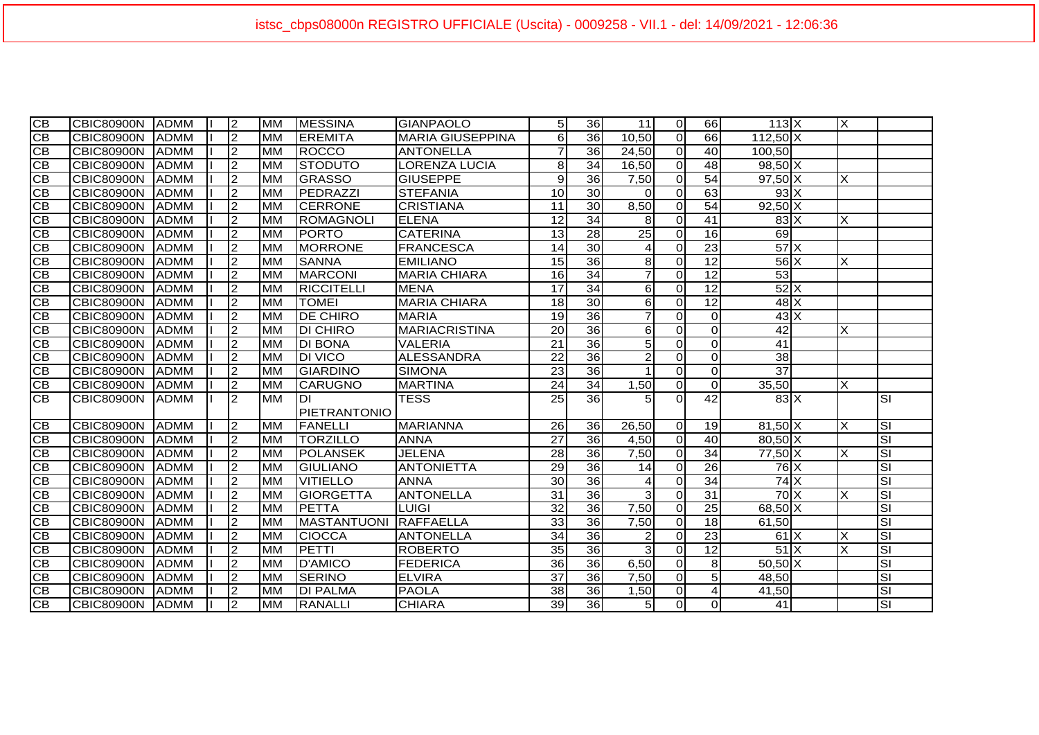| | | | | | | | | | | | | | | | | |
|---|---|---|---|---|---|---|---|---|---|---|---|---|---|---|---|---|
| CB | CBIC80900N | ADMM | I | 2 | MM | MESSINA | GIANPAOLO | 5 | 36 | 11 | 0 | 66 | 113 | X | X | |
| CB | CBIC80900N | ADMM | I | 2 | MM | EREMITA | MARIA GIUSEPPINA | 6 | 36 | 10,50 | 0 | 66 | 112,50 | X | | |
| CB | CBIC80900N | ADMM | I | 2 | MM | ROCCO | ANTONELLA | 7 | 36 | 24,50 | 0 | 40 | 100,50 | | | |
| CB | CBIC80900N | ADMM | I | 2 | MM | STODUTO | LORENZA LUCIA | 8 | 34 | 16,50 | 0 | 48 | 98,50 | X | | |
| CB | CBIC80900N | ADMM | I | 2 | MM | GRASSO | GIUSEPPE | 9 | 36 | 7,50 | 0 | 54 | 97,50 | X | X | |
| CB | CBIC80900N | ADMM | I | 2 | MM | PEDRAZZI | STEFANIA | 10 | 30 | 0 | 0 | 63 | 93 | X | | |
| CB | CBIC80900N | ADMM | I | 2 | MM | CERRONE | CRISTIANA | 11 | 30 | 8,50 | 0 | 54 | 92,50 | X | | |
| CB | CBIC80900N | ADMM | I | 2 | MM | ROMAGNOLI | ELENA | 12 | 34 | 8 | 0 | 41 | 83 | X | X | |
| CB | CBIC80900N | ADMM | I | 2 | MM | PORTO | CATERINA | 13 | 28 | 25 | 0 | 16 | 69 | | | |
| CB | CBIC80900N | ADMM | I | 2 | MM | MORRONE | FRANCESCA | 14 | 30 | 4 | 0 | 23 | 57 | X | | |
| CB | CBIC80900N | ADMM | I | 2 | MM | SANNA | EMILIANO | 15 | 36 | 8 | 0 | 12 | 56 | X | X | |
| CB | CBIC80900N | ADMM | I | 2 | MM | MARCONI | MARIA CHIARA | 16 | 34 | 7 | 0 | 12 | 53 | | | |
| CB | CBIC80900N | ADMM | I | 2 | MM | RICCITELLI | MENA | 17 | 34 | 6 | 0 | 12 | 52 | X | | |
| CB | CBIC80900N | ADMM | I | 2 | MM | TOMEI | MARIA CHIARA | 18 | 30 | 6 | 0 | 12 | 48 | X | | |
| CB | CBIC80900N | ADMM | I | 2 | MM | DE CHIRO | MARIA | 19 | 36 | 7 | 0 | 0 | 43 | X | | |
| CB | CBIC80900N | ADMM | I | 2 | MM | DI CHIRO | MARIACRISTINA | 20 | 36 | 6 | 0 | 0 | 42 | | X | |
| CB | CBIC80900N | ADMM | I | 2 | MM | DI BONA | VALERIA | 21 | 36 | 5 | 0 | 0 | 41 | | | |
| CB | CBIC80900N | ADMM | I | 2 | MM | DI VICO | ALESSANDRA | 22 | 36 | 2 | 0 | 0 | 38 | | | |
| CB | CBIC80900N | ADMM | I | 2 | MM | GIARDINO | SIMONA | 23 | 36 | 1 | 0 | 0 | 37 | | | |
| CB | CBIC80900N | ADMM | I | 2 | MM | CARUGNO | MARTINA | 24 | 34 | 1,50 | 0 | 0 | 35,50 | | X | |
| CB | CBIC80900N | ADMM | I | 2 | MM | DI PIETRANTONIO | TESS | 25 | 36 | 5 | 0 | 42 | 83 | X | | SI |
| CB | CBIC80900N | ADMM | I | 2 | MM | FANELLI | MARIANNA | 26 | 36 | 26,50 | 0 | 19 | 81,50 | X | X | SI |
| CB | CBIC80900N | ADMM | I | 2 | MM | TORZILLO | ANNA | 27 | 36 | 4,50 | 0 | 40 | 80,50 | X | | SI |
| CB | CBIC80900N | ADMM | I | 2 | MM | POLANSEK | JELENA | 28 | 36 | 7,50 | 0 | 34 | 77,50 | X | X | SI |
| CB | CBIC80900N | ADMM | I | 2 | MM | GIULIANO | ANTONIETTA | 29 | 36 | 14 | 0 | 26 | 76 | X | | SI |
| CB | CBIC80900N | ADMM | I | 2 | MM | VITIELLO | ANNA | 30 | 36 | 4 | 0 | 34 | 74 | X | | SI |
| CB | CBIC80900N | ADMM | I | 2 | MM | GIORGETTA | ANTONELLA | 31 | 36 | 3 | 0 | 31 | 70 | X | X | SI |
| CB | CBIC80900N | ADMM | I | 2 | MM | PETTA | LUIGI | 32 | 36 | 7,50 | 0 | 25 | 68,50 | X | | SI |
| CB | CBIC80900N | ADMM | I | 2 | MM | MASTANTUONI | RAFFAELLA | 33 | 36 | 7,50 | 0 | 18 | 61,50 | | | SI |
| CB | CBIC80900N | ADMM | I | 2 | MM | CIOCCA | ANTONELLA | 34 | 36 | 2 | 0 | 23 | 61 | X | X | SI |
| CB | CBIC80900N | ADMM | I | 2 | MM | PETTI | ROBERTO | 35 | 36 | 3 | 0 | 12 | 51 | X | X | SI |
| CB | CBIC80900N | ADMM | I | 2 | MM | D'AMICO | FEDERICA | 36 | 36 | 6,50 | 0 | 8 | 50,50 | X | | SI |
| CB | CBIC80900N | ADMM | I | 2 | MM | SERINO | ELVIRA | 37 | 36 | 7,50 | 0 | 5 | 48,50 | | | SI |
| CB | CBIC80900N | ADMM | I | 2 | MM | DI PALMA | PAOLA | 38 | 36 | 1,50 | 0 | 4 | 41,50 | | | SI |
| CB | CBIC80900N | ADMM | I | 2 | MM | RANALLI | CHIARA | 39 | 36 | 5 | 0 | 0 | 41 | | | SI |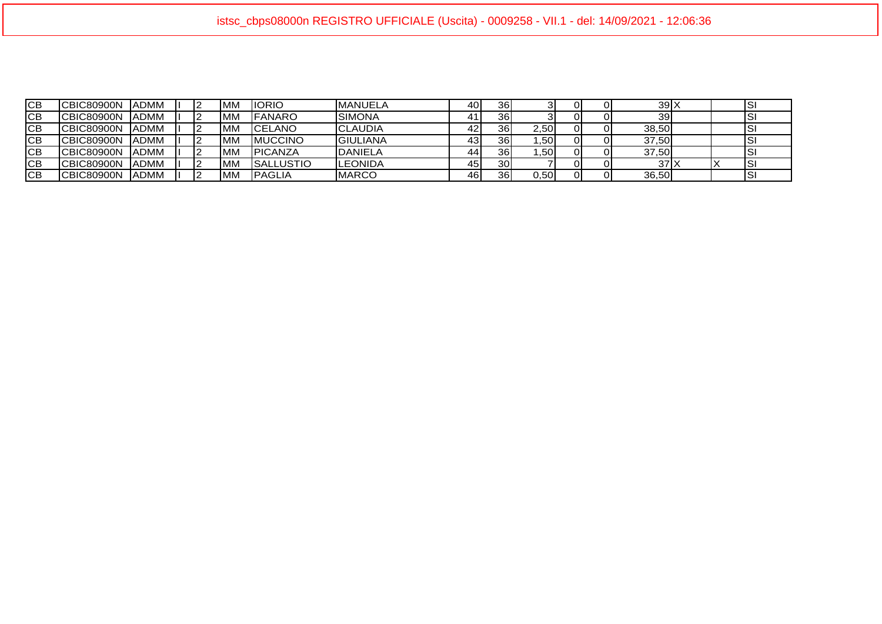| | | | | | | | | | | | | | | | | |
|---|---|---|---|---|---|---|---|---|---|---|---|---|---|---|---|---|
| CB | CBIC80900N | ADMM | I | 2 | MM | IORIO | MANUELA | 40 | 36 | 3 | 0 | 0 | 39 | X | | SI |
| CB | CBIC80900N | ADMM | I | 2 | MM | FANARO | SIMONA | 41 | 36 | 3 | 0 | 0 | 39 | | | SI |
| CB | CBIC80900N | ADMM | I | 2 | MM | CELANO | CLAUDIA | 42 | 36 | 2,50 | 0 | 0 | 38,50 | | | SI |
| CB | CBIC80900N | ADMM | I | 2 | MM | MUCCINO | GIULIANA | 43 | 36 | 1,50 | 0 | 0 | 37,50 | | | SI |
| CB | CBIC80900N | ADMM | I | 2 | MM | PICANZA | DANIELA | 44 | 36 | 1,50 | 0 | 0 | 37,50 | | | SI |
| CB | CBIC80900N | ADMM | I | 2 | MM | SALLUSTIO | LEONIDA | 45 | 30 | 7 | 0 | 0 | 37 | X | X | SI |
| CB | CBIC80900N | ADMM | I | 2 | MM | PAGLIA | MARCO | 46 | 36 | 0,50 | 0 | 0 | 36,50 | | | SI |